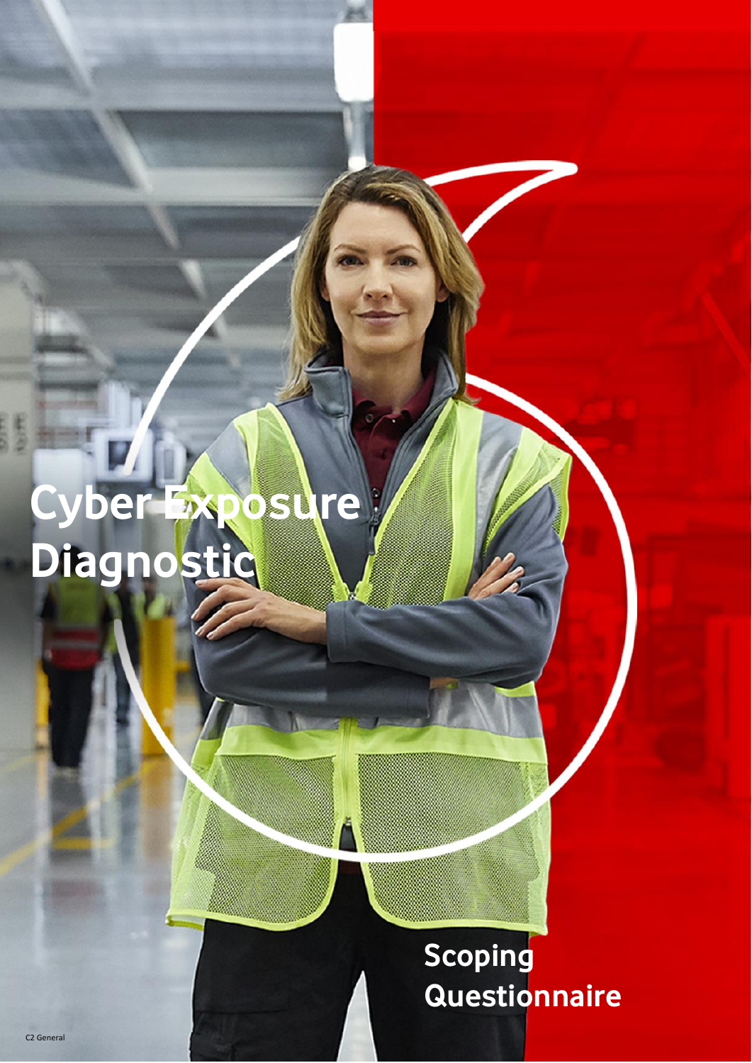# Cyber Exposure Diagnostic

## Scoping Questionnaire

C2 General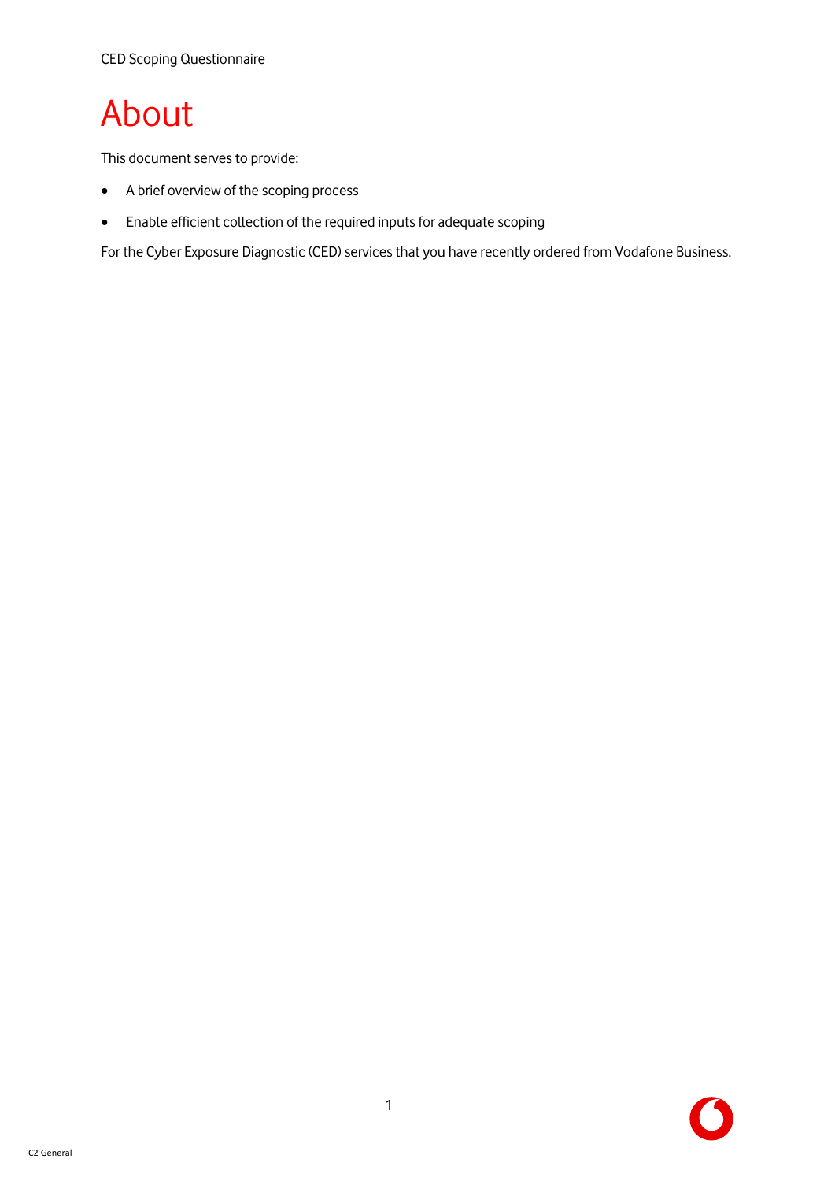# About

This document serves to provide:

- A brief overview of the scoping process
- Enable efficient collection of the required inputs for adequate scoping

For the Cyber Exposure Diagnostic (CED) services that you have recently ordered from Vodafone Business.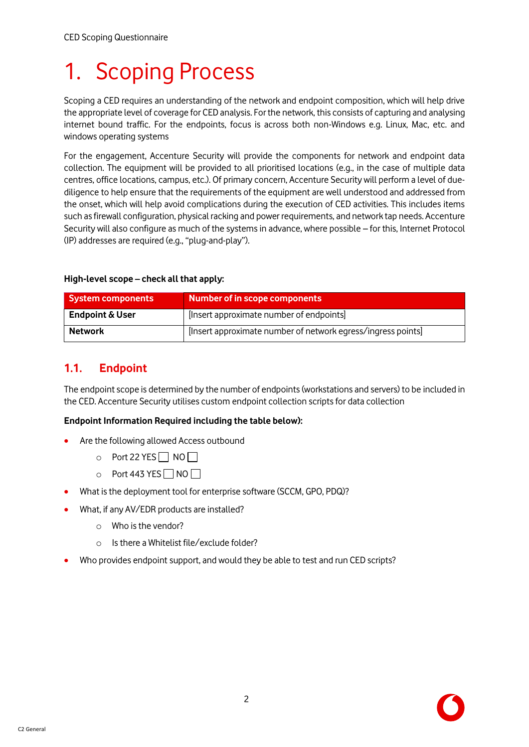# 1. Scoping Process

Scoping a CED requires an understanding of the network and endpoint composition, which will help drive the appropriate level of coverage for CED analysis. For the network, this consists of capturing and analysing internet bound traffic. For the endpoints, focus is across both non-Windows e.g. Linux, Mac, etc. and windows operating systems

For the engagement, Accenture Security will provide the components for network and endpoint data collection. The equipment will be provided to all prioritised locations (e.g., in the case of multiple data centres, office locations, campus, etc.). Of primary concern, Accenture Security will perform a level of due-diligence to help ensure that the requirements of the equipment are well understood and addressed from the onset, which will help avoid complications during the execution of CED activities. This includes items such as firewall configuration, physical racking and power requirements, and network tap needs. Accenture Security will also configure as much of the systems in advance, where possible – for this, Internet Protocol (IP) addresses are required (e.g., "plug-and-play").

**High-level scope – check all that apply:**

| System components | Number of in scope components |
|---|---|
| **Endpoint & User** | [Insert approximate number of endpoints] |
| **Network** | [Insert approximate number of network egress/ingress points] |

## 1.1. Endpoint

The endpoint scope is determined by the number of endpoints (workstations and servers) to be included in the CED. Accenture Security utilises custom endpoint collection scripts for data collection

**Endpoint Information Required including the table below):**

- Are the following allowed Access outbound
  - Port 22 YES ☐ NO ☐
  - Port 443 YES ☐ NO ☐
- What is the deployment tool for enterprise software (SCCM, GPO, PDQ)?
- What, if any AV/EDR products are installed?
  - Who is the vendor?
  - Is there a Whitelist file/exclude folder?
- Who provides endpoint support, and would they be able to test and run CED scripts?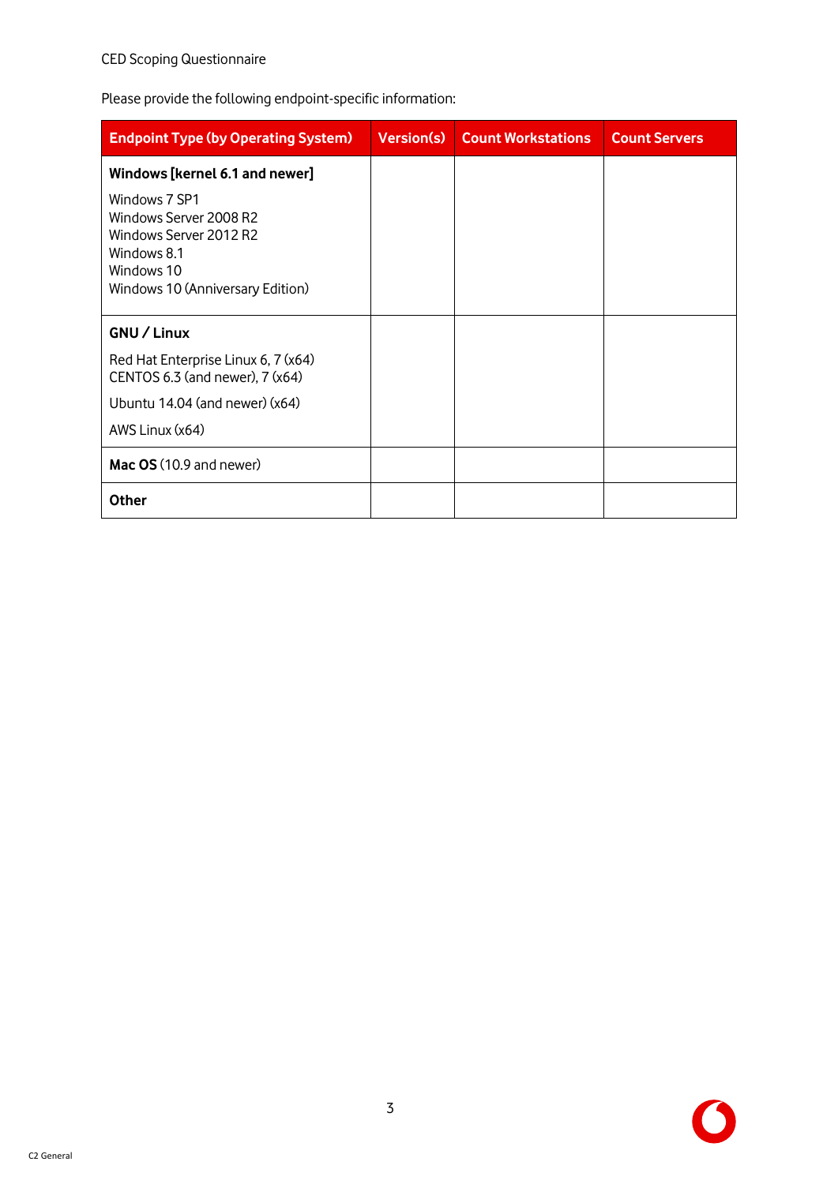Please provide the following endpoint-specific information:

| Endpoint Type (by Operating System) | Version(s) | Count Workstations | Count Servers |
| --- | --- | --- | --- |
| **Windows [kernel 6.1 and newer]**<br>Windows 7 SP1<br>Windows Server 2008 R2<br>Windows Server 2012 R2<br>Windows 8.1<br>Windows 10<br>Windows 10 (Anniversary Edition) | | | |
| **GNU / Linux**<br>Red Hat Enterprise Linux 6, 7 (x64)<br>CENTOS 6.3 (and newer), 7 (x64)<br>Ubuntu 14.04 (and newer) (x64)<br>AWS Linux (x64) | | | |
| **Mac OS** (10.9 and newer) | | | |
| **Other** | | | |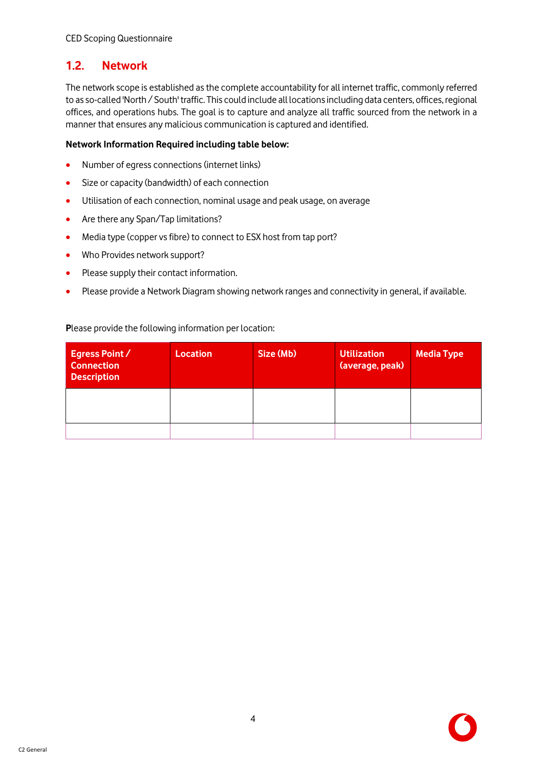## 1.2. Network

The network scope is established as the complete accountability for all internet traffic, commonly referred to as so-called 'North / South' traffic. This could include all locations including data centers, offices, regional offices, and operations hubs. The goal is to capture and analyze all traffic sourced from the network in a manner that ensures any malicious communication is captured and identified.

**Network Information Required including table below:**

- Number of egress connections (internet links)
- Size or capacity (bandwidth) of each connection
- Utilisation of each connection, nominal usage and peak usage, on average
- Are there any Span/Tap limitations?
- Media type (copper vs fibre) to connect to ESX host from tap port?
- Who Provides network support?
- Please supply their contact information.
- Please provide a Network Diagram showing network ranges and connectivity in general, if available.

**P**lease provide the following information per location:

| Egress Point / Connection Description | Location | Size (Mb) | Utilization (average, peak) | Media Type |
|---|---|---|---|---|
| | | | | |
| | | | | |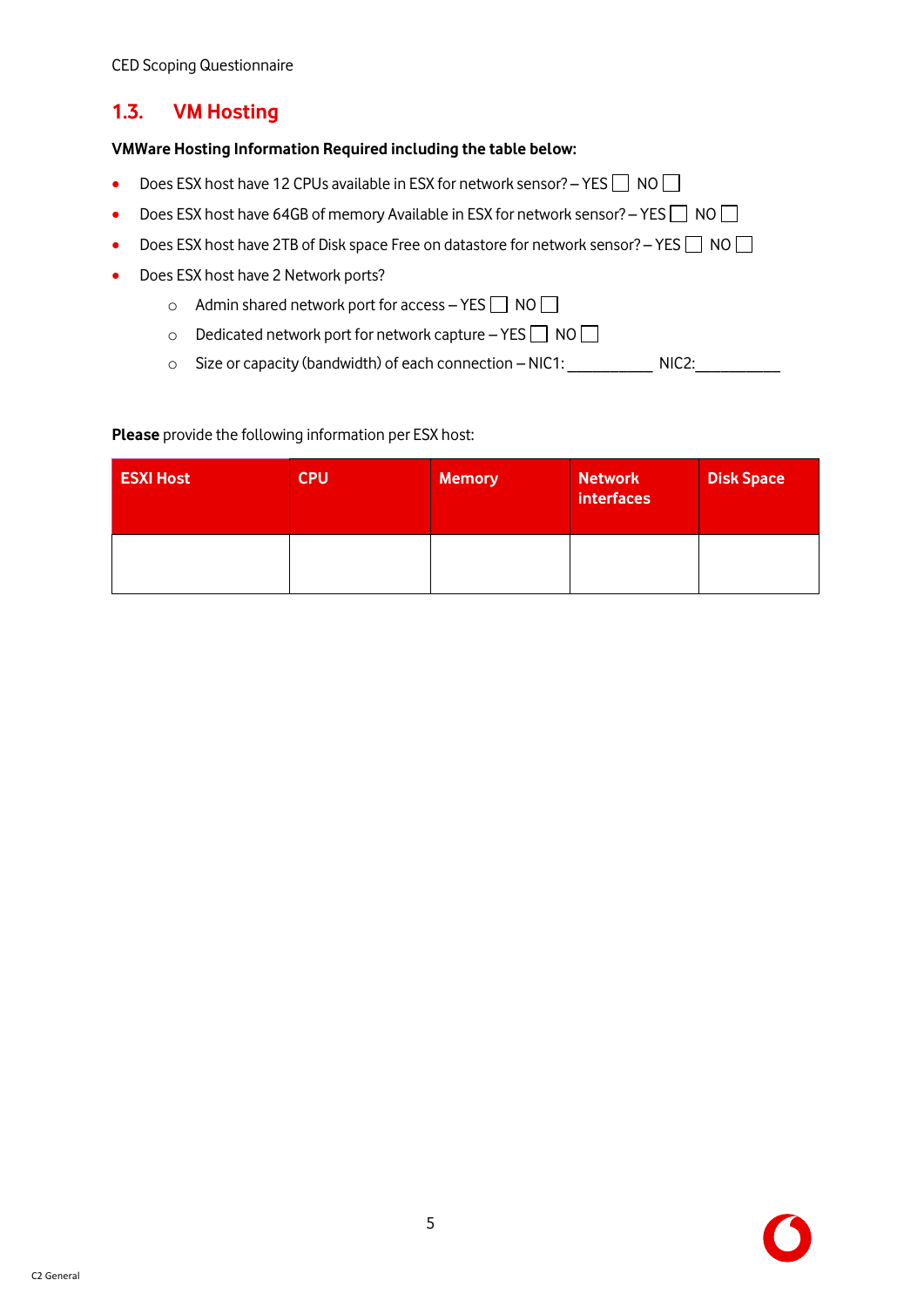## 1.3. VM Hosting

**VMWare Hosting Information Required including the table below:**

- Does ESX host have 12 CPUs available in ESX for network sensor? – YES ☐ NO ☐
- Does ESX host have 64GB of memory Available in ESX for network sensor? – YES ☐ NO ☐
- Does ESX host have 2TB of Disk space Free on datastore for network sensor? – YES ☐ NO ☐
- Does ESX host have 2 Network ports?
  - Admin shared network port for access – YES ☐ NO ☐
  - Dedicated network port for network capture – YES ☐ NO ☐
  - Size or capacity (bandwidth) of each connection – NIC1: __________ NIC2:__________

**Please** provide the following information per ESX host:

| ESXI Host | CPU | Memory | Network interfaces | Disk Space |
|---|---|---|---|---|
| | | | | |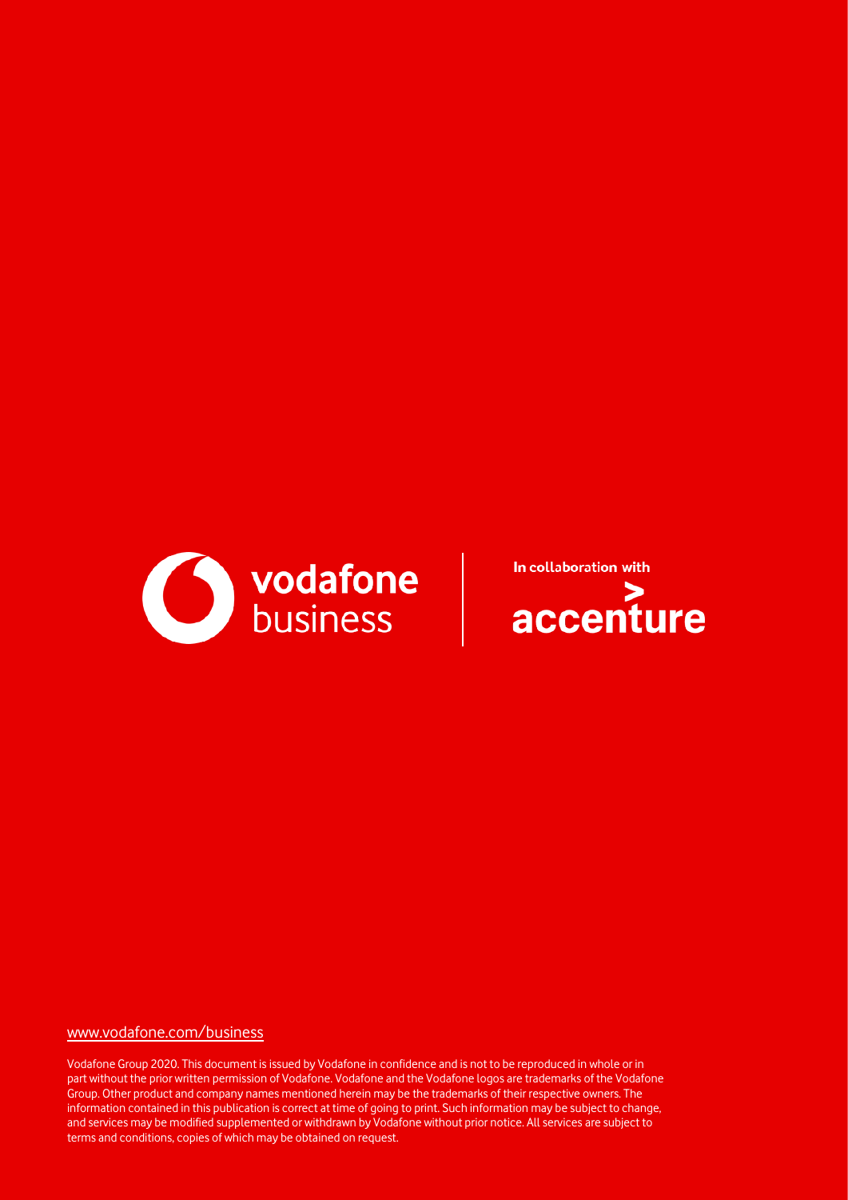vodafone business

In collaboration with

accenture

www.vodafone.com/business

Vodafone Group 2020. This document is issued by Vodafone in confidence and is not to be reproduced in whole or in part without the prior written permission of Vodafone. Vodafone and the Vodafone logos are trademarks of the Vodafone Group. Other product and company names mentioned herein may be the trademarks of their respective owners. The information contained in this publication is correct at time of going to print. Such information may be subject to change, and services may be modified supplemented or withdrawn by Vodafone without prior notice. All services are subject to terms and conditions, copies of which may be obtained on request.